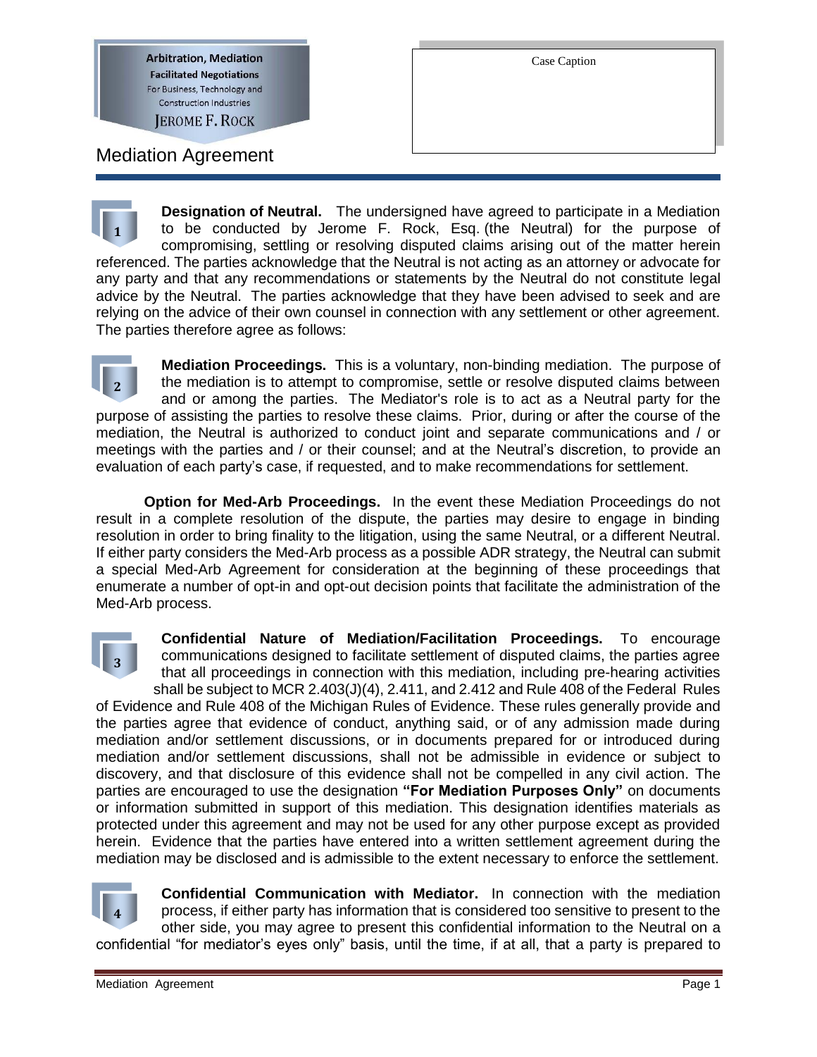**Arbitration, Mediation**
**Facilitated Negotiations**
For Business, Technology and Construction Industries
JEROME F. ROCK

| Case Caption |
| --- |
| |

# Mediation Agreement

**1** **Designation of Neutral.** The undersigned have agreed to participate in a Mediation to be conducted by Jerome F. Rock, Esq. (the Neutral) for the purpose of compromising, settling or resolving disputed claims arising out of the matter herein referenced. The parties acknowledge that the Neutral is not acting as an attorney or advocate for any party and that any recommendations or statements by the Neutral do not constitute legal advice by the Neutral. The parties acknowledge that they have been advised to seek and are relying on the advice of their own counsel in connection with any settlement or other agreement. The parties therefore agree as follows:

**2** **Mediation Proceedings.** This is a voluntary, non-binding mediation. The purpose of the mediation is to attempt to compromise, settle or resolve disputed claims between and or among the parties. The Mediator's role is to act as a Neutral party for the purpose of assisting the parties to resolve these claims. Prior, during or after the course of the mediation, the Neutral is authorized to conduct joint and separate communications and / or meetings with the parties and / or their counsel; and at the Neutral's discretion, to provide an evaluation of each party's case, if requested, and to make recommendations for settlement.

**Option for Med-Arb Proceedings.** In the event these Mediation Proceedings do not result in a complete resolution of the dispute, the parties may desire to engage in binding resolution in order to bring finality to the litigation, using the same Neutral, or a different Neutral. If either party considers the Med-Arb process as a possible ADR strategy, the Neutral can submit a special Med-Arb Agreement for consideration at the beginning of these proceedings that enumerate a number of opt-in and opt-out decision points that facilitate the administration of the Med-Arb process.

**3** **Confidential Nature of Mediation/Facilitation Proceedings.** To encourage communications designed to facilitate settlement of disputed claims, the parties agree that all proceedings in connection with this mediation, including pre-hearing activities shall be subject to MCR 2.403(J)(4), 2.411, and 2.412 and Rule 408 of the Federal Rules of Evidence and Rule 408 of the Michigan Rules of Evidence. These rules generally provide and the parties agree that evidence of conduct, anything said, or of any admission made during mediation and/or settlement discussions, or in documents prepared for or introduced during mediation and/or settlement discussions, shall not be admissible in evidence or subject to discovery, and that disclosure of this evidence shall not be compelled in any civil action. The parties are encouraged to use the designation **"For Mediation Purposes Only"** on documents or information submitted in support of this mediation. This designation identifies materials as protected under this agreement and may not be used for any other purpose except as provided herein. Evidence that the parties have entered into a written settlement agreement during the mediation may be disclosed and is admissible to the extent necessary to enforce the settlement.

**4** **Confidential Communication with Mediator.** In connection with the mediation process, if either party has information that is considered too sensitive to present to the other side, you may agree to present this confidential information to the Neutral on a confidential "for mediator's eyes only" basis, until the time, if at all, that a party is prepared to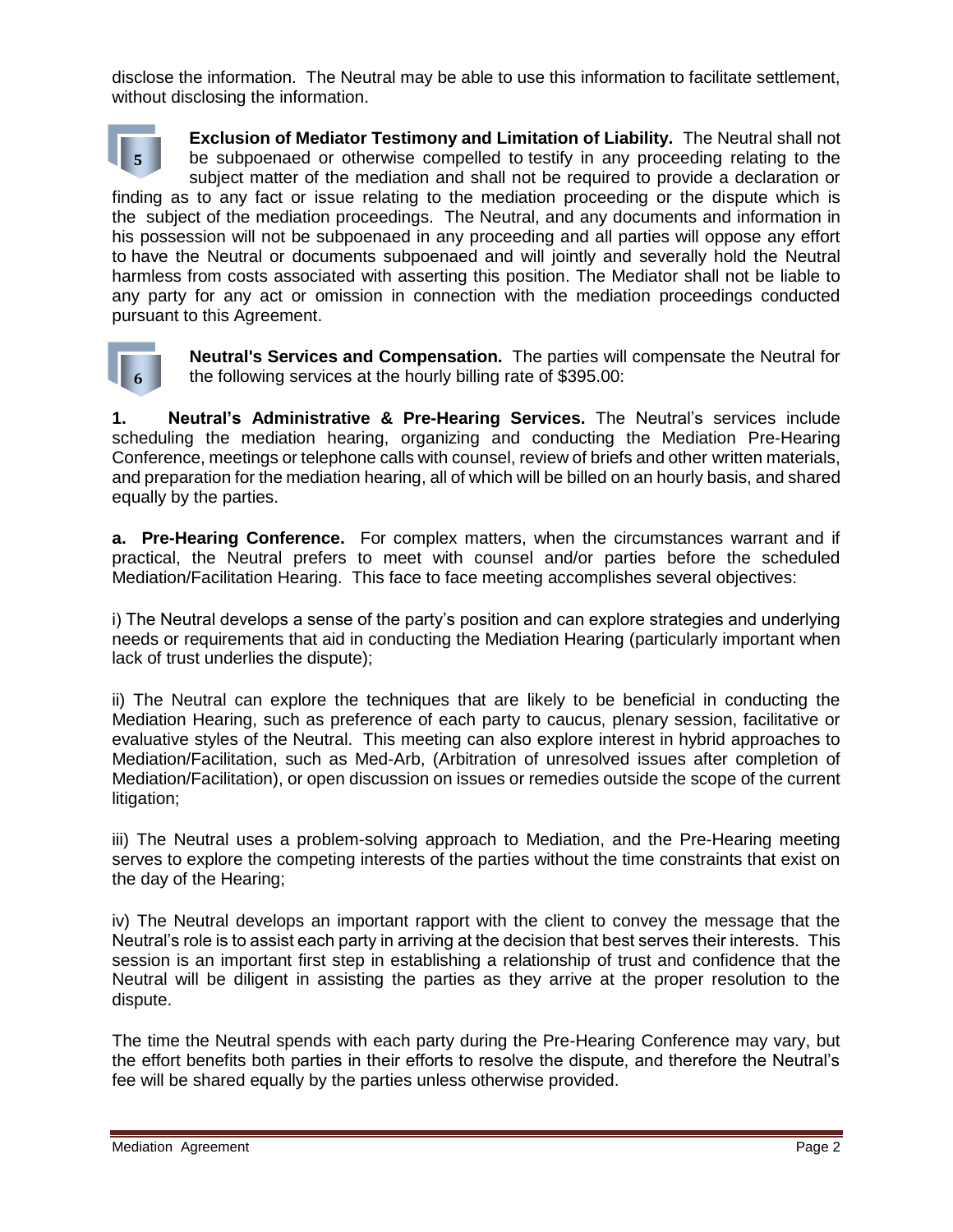disclose the information. The Neutral may be able to use this information to facilitate settlement, without disclosing the information.

**5** **Exclusion of Mediator Testimony and Limitation of Liability.** The Neutral shall not be subpoenaed or otherwise compelled to testify in any proceeding relating to the subject matter of the mediation and shall not be required to provide a declaration or finding as to any fact or issue relating to the mediation proceeding or the dispute which is the subject of the mediation proceedings. The Neutral, and any documents and information in his possession will not be subpoenaed in any proceeding and all parties will oppose any effort to have the Neutral or documents subpoenaed and will jointly and severally hold the Neutral harmless from costs associated with asserting this position. The Mediator shall not be liable to any party for any act or omission in connection with the mediation proceedings conducted pursuant to this Agreement.

**6** **Neutral's Services and Compensation.** The parties will compensate the Neutral for the following services at the hourly billing rate of $395.00:

**1. Neutral's Administrative & Pre-Hearing Services.** The Neutral's services include scheduling the mediation hearing, organizing and conducting the Mediation Pre-Hearing Conference, meetings or telephone calls with counsel, review of briefs and other written materials, and preparation for the mediation hearing, all of which will be billed on an hourly basis, and shared equally by the parties.

**a. Pre-Hearing Conference.** For complex matters, when the circumstances warrant and if practical, the Neutral prefers to meet with counsel and/or parties before the scheduled Mediation/Facilitation Hearing. This face to face meeting accomplishes several objectives:

i) The Neutral develops a sense of the party's position and can explore strategies and underlying needs or requirements that aid in conducting the Mediation Hearing (particularly important when lack of trust underlies the dispute);

ii) The Neutral can explore the techniques that are likely to be beneficial in conducting the Mediation Hearing, such as preference of each party to caucus, plenary session, facilitative or evaluative styles of the Neutral. This meeting can also explore interest in hybrid approaches to Mediation/Facilitation, such as Med-Arb, (Arbitration of unresolved issues after completion of Mediation/Facilitation), or open discussion on issues or remedies outside the scope of the current litigation;

iii) The Neutral uses a problem-solving approach to Mediation, and the Pre-Hearing meeting serves to explore the competing interests of the parties without the time constraints that exist on the day of the Hearing;

iv) The Neutral develops an important rapport with the client to convey the message that the Neutral's role is to assist each party in arriving at the decision that best serves their interests. This session is an important first step in establishing a relationship of trust and confidence that the Neutral will be diligent in assisting the parties as they arrive at the proper resolution to the dispute.

The time the Neutral spends with each party during the Pre-Hearing Conference may vary, but the effort benefits both parties in their efforts to resolve the dispute, and therefore the Neutral's fee will be shared equally by the parties unless otherwise provided.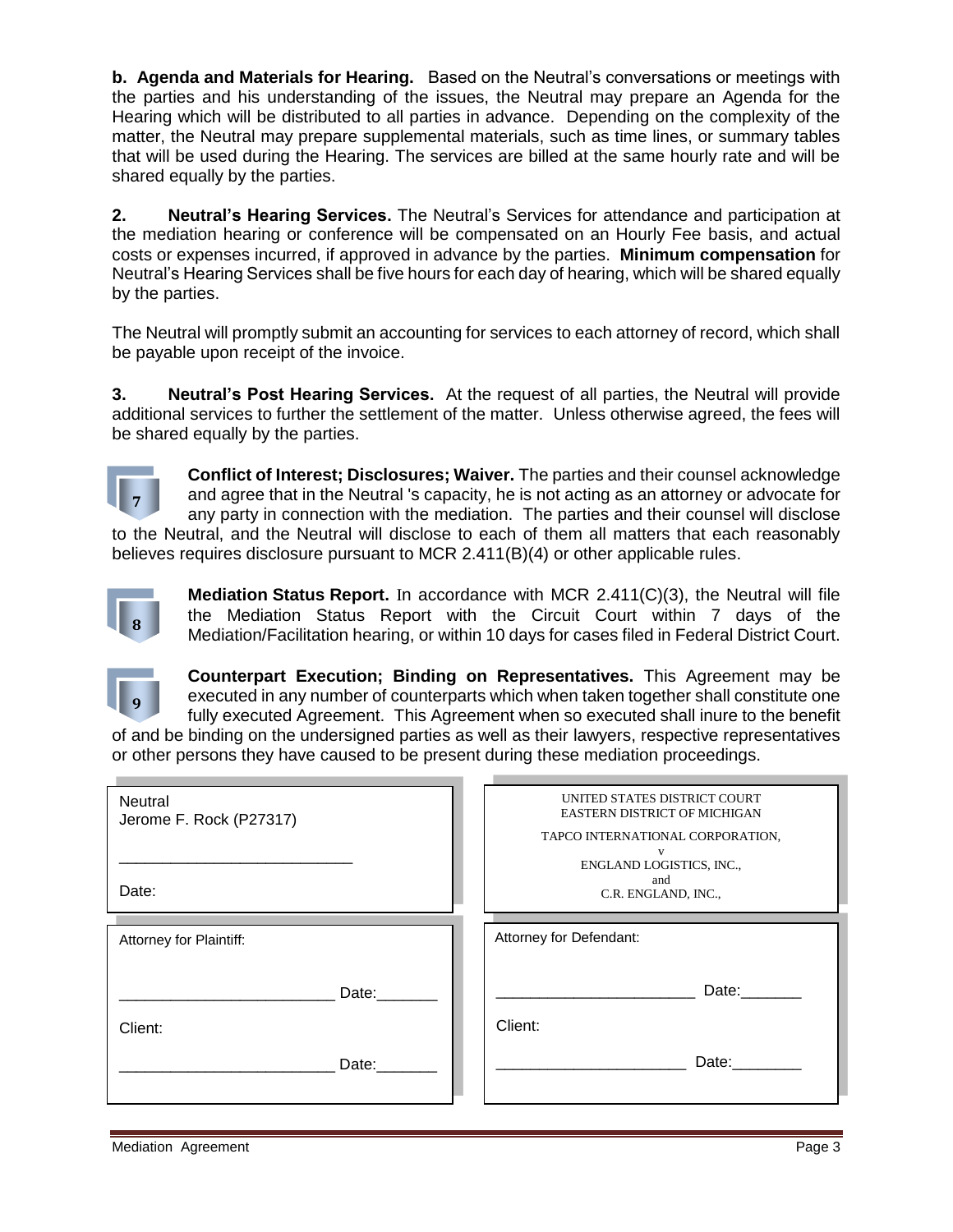**b. Agenda and Materials for Hearing.** Based on the Neutral's conversations or meetings with the parties and his understanding of the issues, the Neutral may prepare an Agenda for the Hearing which will be distributed to all parties in advance. Depending on the complexity of the matter, the Neutral may prepare supplemental materials, such as time lines, or summary tables that will be used during the Hearing. The services are billed at the same hourly rate and will be shared equally by the parties.

**2. Neutral's Hearing Services.** The Neutral's Services for attendance and participation at the mediation hearing or conference will be compensated on an Hourly Fee basis, and actual costs or expenses incurred, if approved in advance by the parties. **Minimum compensation** for Neutral's Hearing Services shall be five hours for each day of hearing, which will be shared equally by the parties.

The Neutral will promptly submit an accounting for services to each attorney of record, which shall be payable upon receipt of the invoice.

**3. Neutral's Post Hearing Services.** At the request of all parties, the Neutral will provide additional services to further the settlement of the matter. Unless otherwise agreed, the fees will be shared equally by the parties.

**7** **Conflict of Interest; Disclosures; Waiver.** The parties and their counsel acknowledge and agree that in the Neutral 's capacity, he is not acting as an attorney or advocate for any party in connection with the mediation. The parties and their counsel will disclose to the Neutral, and the Neutral will disclose to each of them all matters that each reasonably believes requires disclosure pursuant to MCR 2.411(B)(4) or other applicable rules.

**8** **Mediation Status Report.** In accordance with MCR 2.411(C)(3), the Neutral will file the Mediation Status Report with the Circuit Court within 7 days of the Mediation/Facilitation hearing, or within 10 days for cases filed in Federal District Court.

**9** **Counterpart Execution; Binding on Representatives.** This Agreement may be executed in any number of counterparts which when taken together shall constitute one fully executed Agreement. This Agreement when so executed shall inure to the benefit of and be binding on the undersigned parties as well as their lawyers, respective representatives or other persons they have caused to be present during these mediation proceedings.

| | |
|---|---|
| Neutral<br>Jerome F. Rock (P27317)<br><br>___________________________<br><br>Date: | UNITED STATES DISTRICT COURT<br>EASTERN DISTRICT OF MICHIGAN<br><br>TAPCO INTERNATIONAL CORPORATION,<br>v<br>ENGLAND LOGISTICS, INC.,<br>and<br>C.R. ENGLAND, INC., |
| Attorney for Plaintiff:<br><br>_________________________ Date:_______<br><br>Client:<br><br>_________________________ Date:_______ | Attorney for Defendant:<br><br>_______________________ Date:_______<br><br>Client:<br><br>______________________ Date:________ |